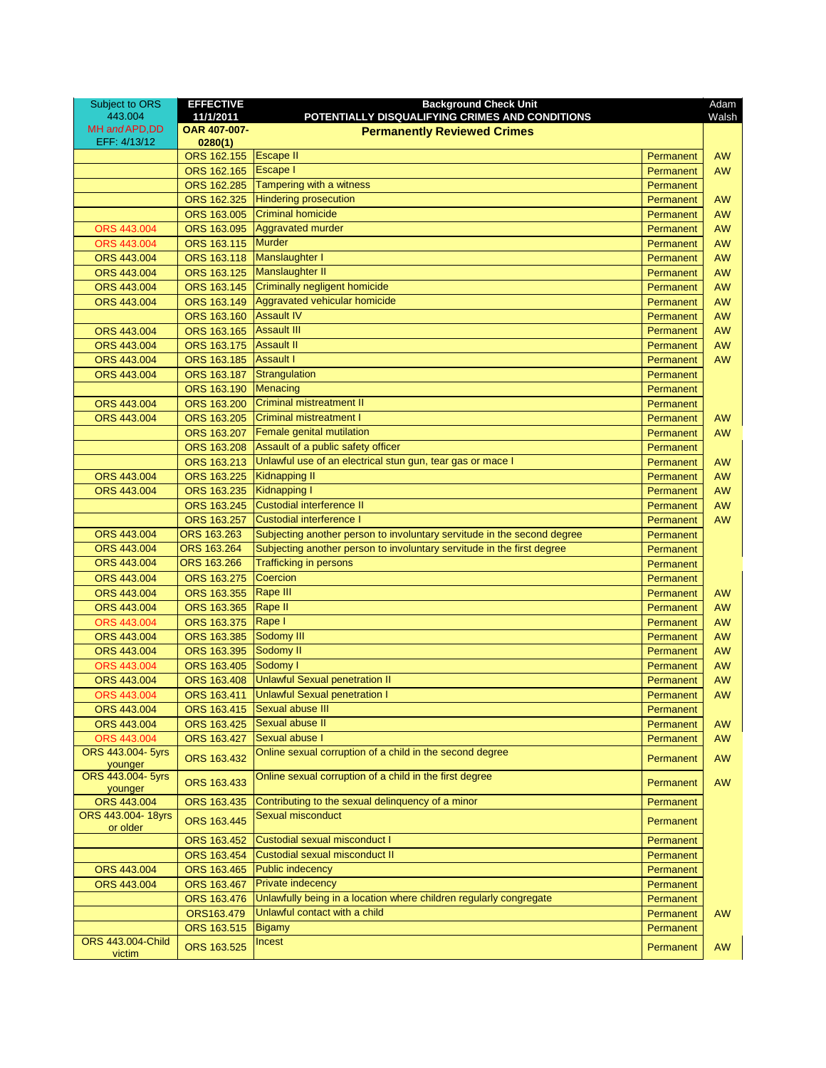| Subject to ORS 443.004 | EFFECTIVE 11/1/2011 | Background Check Unit POTENTIALLY DISQUALIFYING CRIMES AND CONDITIONS | | Adam Walsh |
|---|---|---|---|---|
| MH *and* APD,DD EFF: 4/13/12 | OAR 407-007-0280(1) | **Permanently Reviewed Crimes** | | |
| | ORS 162.155 | Escape II | Permanent | AW |
| | ORS 162.165 | Escape I | Permanent | AW |
| | ORS 162.285 | Tampering with a witness | Permanent | |
| | ORS 162.325 | Hindering prosecution | Permanent | AW |
| | ORS 163.005 | Criminal homicide | Permanent | AW |
| ORS 443.004 | ORS 163.095 | Aggravated murder | Permanent | AW |
| ORS 443.004 | ORS 163.115 | Murder | Permanent | AW |
| ORS 443.004 | ORS 163.118 | Manslaughter I | Permanent | AW |
| ORS 443.004 | ORS 163.125 | Manslaughter II | Permanent | AW |
| ORS 443.004 | ORS 163.145 | Criminally negligent homicide | Permanent | AW |
| ORS 443.004 | ORS 163.149 | Aggravated vehicular homicide | Permanent | AW |
| | ORS 163.160 | Assault IV | Permanent | AW |
| ORS 443.004 | ORS 163.165 | Assault III | Permanent | AW |
| ORS 443.004 | ORS 163.175 | Assault II | Permanent | AW |
| ORS 443.004 | ORS 163.185 | Assault I | Permanent | AW |
| ORS 443.004 | ORS 163.187 | Strangulation | Permanent | |
| | ORS 163.190 | Menacing | Permanent | |
| ORS 443.004 | ORS 163.200 | Criminal mistreatment II | Permanent | |
| ORS 443.004 | ORS 163.205 | Criminal mistreatment I | Permanent | AW |
| | ORS 163.207 | Female genital mutilation | Permanent | AW |
| | ORS 163.208 | Assault of a public safety officer | Permanent | |
| | ORS 163.213 | Unlawful use of an electrical stun gun, tear gas or mace I | Permanent | AW |
| ORS 443.004 | ORS 163.225 | Kidnapping II | Permanent | AW |
| ORS 443.004 | ORS 163.235 | Kidnapping I | Permanent | AW |
| | ORS 163.245 | Custodial interference II | Permanent | AW |
| | ORS 163.257 | Custodial interference I | Permanent | AW |
| ORS 443.004 | ORS 163.263 | Subjecting another person to involuntary servitude in the second degree | Permanent | |
| ORS 443.004 | ORS 163.264 | Subjecting another person to involuntary servitude in the first degree | Permanent | |
| ORS 443.004 | ORS 163.266 | Trafficking in persons | Permanent | |
| ORS 443.004 | ORS 163.275 | Coercion | Permanent | |
| ORS 443.004 | ORS 163.355 | Rape III | Permanent | AW |
| ORS 443.004 | ORS 163.365 | Rape II | Permanent | AW |
| ORS 443.004 | ORS 163.375 | Rape I | Permanent | AW |
| ORS 443.004 | ORS 163.385 | Sodomy III | Permanent | AW |
| ORS 443.004 | ORS 163.395 | Sodomy II | Permanent | AW |
| ORS 443.004 | ORS 163.405 | Sodomy I | Permanent | AW |
| ORS 443.004 | ORS 163.408 | Unlawful Sexual penetration II | Permanent | AW |
| ORS 443.004 | ORS 163.411 | Unlawful Sexual penetration I | Permanent | AW |
| ORS 443.004 | ORS 163.415 | Sexual abuse III | Permanent | |
| ORS 443.004 | ORS 163.425 | Sexual abuse II | Permanent | AW |
| ORS 443.004 | ORS 163.427 | Sexual abuse I | Permanent | AW |
| ORS 443.004- 5yrs younger | ORS 163.432 | Online sexual corruption of a child in the second degree | Permanent | AW |
| ORS 443.004- 5yrs younger | ORS 163.433 | Online sexual corruption of a child in the first degree | Permanent | AW |
| ORS 443.004 | ORS 163.435 | Contributing to the sexual delinquency of a minor | Permanent | |
| ORS 443.004- 18yrs or older | ORS 163.445 | Sexual misconduct | Permanent | |
| | ORS 163.452 | Custodial sexual misconduct I | Permanent | |
| | ORS 163.454 | Custodial sexual misconduct II | Permanent | |
| ORS 443.004 | ORS 163.465 | Public indecency | Permanent | |
| ORS 443.004 | ORS 163.467 | Private indecency | Permanent | |
| | ORS 163.476 | Unlawfully being in a location where children regularly congregate | Permanent | |
| | ORS163.479 | Unlawful contact with a child | Permanent | AW |
| | ORS 163.515 | Bigamy | Permanent | |
| ORS 443.004-Child victim | ORS 163.525 | Incest | Permanent | AW |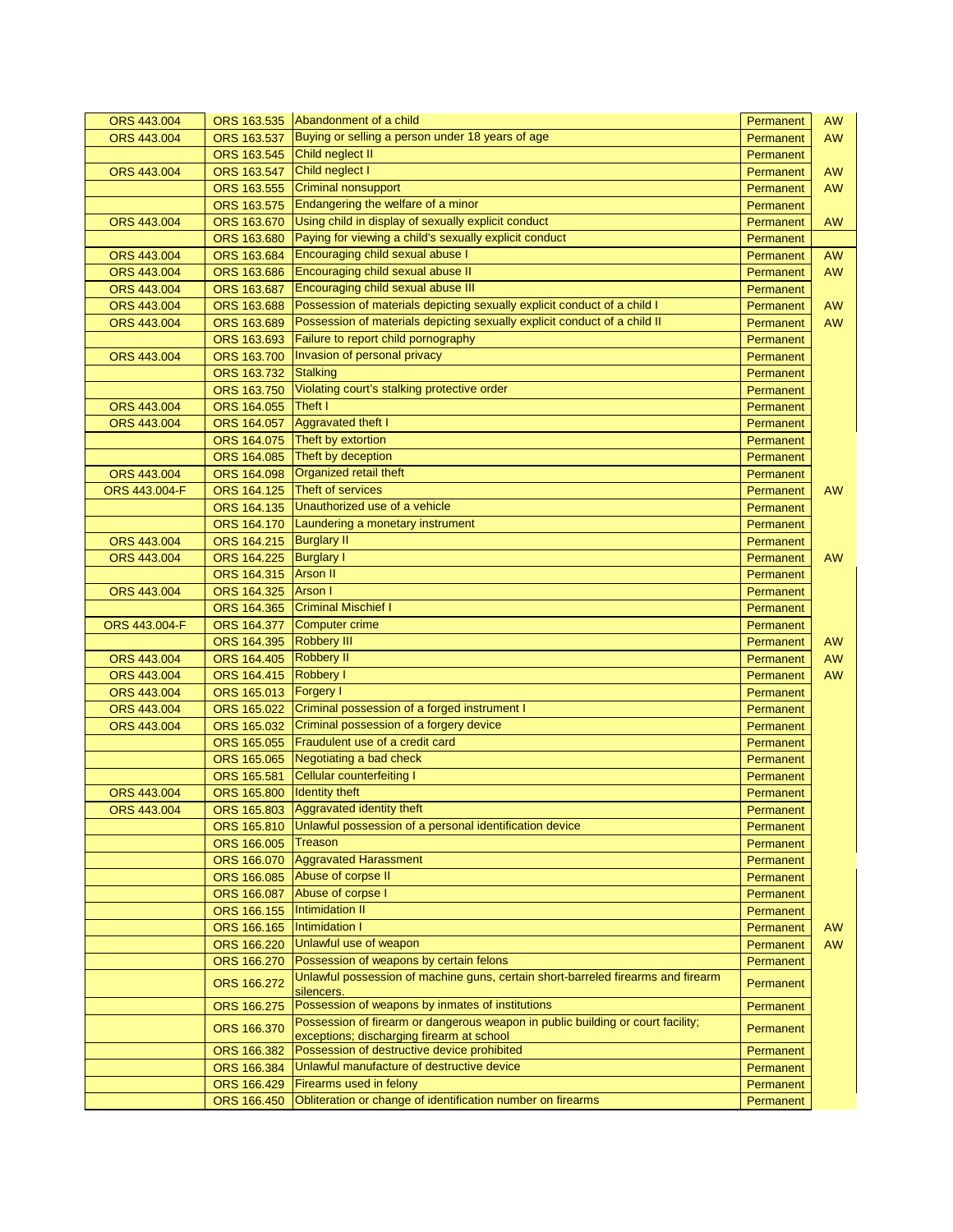| | | | | |
|---|---|---|---|---|
| ORS 443.004 | ORS 163.535 | Abandonment of a child | Permanent | AW |
| ORS 443.004 | ORS 163.537 | Buying or selling a person under 18 years of age | Permanent | AW |
| | ORS 163.545 | Child neglect II | Permanent | |
| ORS 443.004 | ORS 163.547 | Child neglect I | Permanent | AW |
| | ORS 163.555 | Criminal nonsupport | Permanent | AW |
| | ORS 163.575 | Endangering the welfare of a minor | Permanent | |
| ORS 443.004 | ORS 163.670 | Using child in display of sexually explicit conduct | Permanent | AW |
| | ORS 163.680 | Paying for viewing a child's sexually explicit conduct | Permanent | |
| ORS 443.004 | ORS 163.684 | Encouraging child sexual abuse I | Permanent | AW |
| ORS 443.004 | ORS 163.686 | Encouraging child sexual abuse II | Permanent | AW |
| ORS 443.004 | ORS 163.687 | Encouraging child sexual abuse III | Permanent | |
| ORS 443.004 | ORS 163.688 | Possession of materials depicting sexually explicit conduct of a child I | Permanent | AW |
| ORS 443.004 | ORS 163.689 | Possession of materials depicting sexually explicit conduct of a child II | Permanent | AW |
| | ORS 163.693 | Failure to report child pornography | Permanent | |
| ORS 443.004 | ORS 163.700 | Invasion of personal privacy | Permanent | |
| | ORS 163.732 | Stalking | Permanent | |
| | ORS 163.750 | Violating court's stalking protective order | Permanent | |
| ORS 443.004 | ORS 164.055 | Theft I | Permanent | |
| ORS 443.004 | ORS 164.057 | Aggravated theft I | Permanent | |
| | ORS 164.075 | Theft by extortion | Permanent | |
| | ORS 164.085 | Theft by deception | Permanent | |
| ORS 443.004 | ORS 164.098 | Organized retail theft | Permanent | |
| ORS 443.004-F | ORS 164.125 | Theft of services | Permanent | AW |
| | ORS 164.135 | Unauthorized use of a vehicle | Permanent | |
| | ORS 164.170 | Laundering a monetary instrument | Permanent | |
| ORS 443.004 | ORS 164.215 | Burglary II | Permanent | |
| ORS 443.004 | ORS 164.225 | Burglary I | Permanent | AW |
| | ORS 164.315 | Arson II | Permanent | |
| ORS 443.004 | ORS 164.325 | Arson I | Permanent | |
| | ORS 164.365 | Criminal Mischief I | Permanent | |
| ORS 443.004-F | ORS 164.377 | Computer crime | Permanent | |
| | ORS 164.395 | Robbery III | Permanent | AW |
| ORS 443.004 | ORS 164.405 | Robbery II | Permanent | AW |
| ORS 443.004 | ORS 164.415 | Robbery I | Permanent | AW |
| ORS 443.004 | ORS 165.013 | Forgery I | Permanent | |
| ORS 443.004 | ORS 165.022 | Criminal possession of a forged instrument I | Permanent | |
| ORS 443.004 | ORS 165.032 | Criminal possession of a forgery device | Permanent | |
| | ORS 165.055 | Fraudulent use of a credit card | Permanent | |
| | ORS 165.065 | Negotiating a bad check | Permanent | |
| | ORS 165.581 | Cellular counterfeiting I | Permanent | |
| ORS 443.004 | ORS 165.800 | Identity theft | Permanent | |
| ORS 443.004 | ORS 165.803 | Aggravated identity theft | Permanent | |
| | ORS 165.810 | Unlawful possession of a personal identification device | Permanent | |
| | ORS 166.005 | Treason | Permanent | |
| | ORS 166.070 | Aggravated Harassment | Permanent | |
| | ORS 166.085 | Abuse of corpse II | Permanent | |
| | ORS 166.087 | Abuse of corpse I | Permanent | |
| | ORS 166.155 | Intimidation II | Permanent | |
| | ORS 166.165 | Intimidation I | Permanent | AW |
| | ORS 166.220 | Unlawful use of weapon | Permanent | AW |
| | ORS 166.270 | Possession of weapons by certain felons | Permanent | |
| | ORS 166.272 | Unlawful possession of machine guns, certain short-barreled firearms and firearm silencers. | Permanent | |
| | ORS 166.275 | Possession of weapons by inmates of institutions | Permanent | |
| | ORS 166.370 | Possession of firearm or dangerous weapon in public building or court facility; exceptions; discharging firearm at school | Permanent | |
| | ORS 166.382 | Possession of destructive device prohibited | Permanent | |
| | ORS 166.384 | Unlawful manufacture of destructive device | Permanent | |
| | ORS 166.429 | Firearms used in felony | Permanent | |
| | ORS 166.450 | Obliteration or change of identification number on firearms | Permanent | |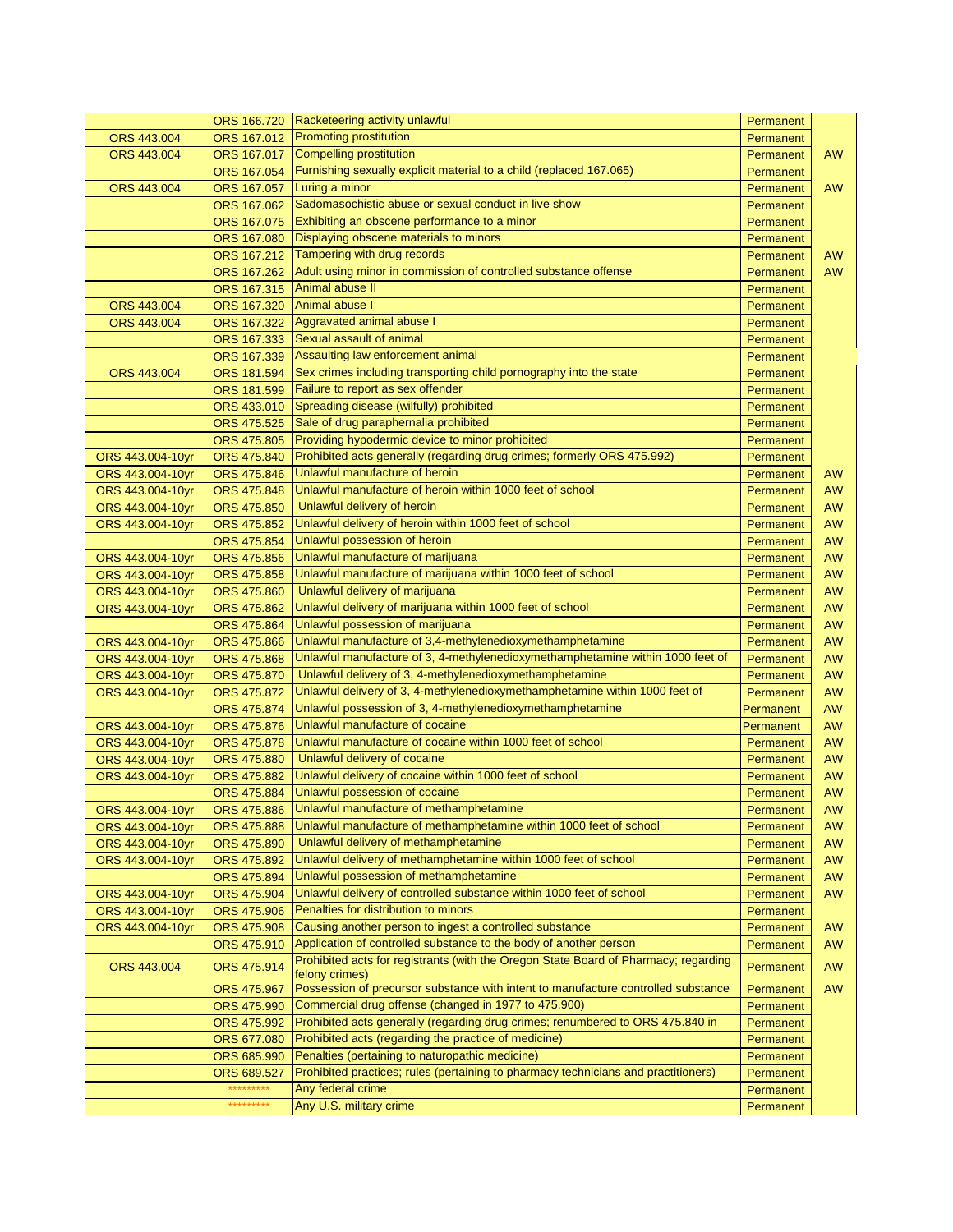| | | | | |
|---|---|---|---|---|
| | ORS 166.720 | Racketeering activity unlawful | Permanent | |
| ORS 443.004 | ORS 167.012 | Promoting prostitution | Permanent | |
| ORS 443.004 | ORS 167.017 | Compelling prostitution | Permanent | AW |
| | ORS 167.054 | Furnishing sexually explicit material to a child (replaced 167.065) | Permanent | |
| ORS 443.004 | ORS 167.057 | Luring a minor | Permanent | AW |
| | ORS 167.062 | Sadomasochistic abuse or sexual conduct in live show | Permanent | |
| | ORS 167.075 | Exhibiting an obscene performance to a minor | Permanent | |
| | ORS 167.080 | Displaying obscene materials to minors | Permanent | |
| | ORS 167.212 | Tampering with drug records | Permanent | AW |
| | ORS 167.262 | Adult using minor in commission of controlled substance offense | Permanent | AW |
| | ORS 167.315 | Animal abuse II | Permanent | |
| ORS 443.004 | ORS 167.320 | Animal abuse I | Permanent | |
| ORS 443.004 | ORS 167.322 | Aggravated animal abuse I | Permanent | |
| | ORS 167.333 | Sexual assault of animal | Permanent | |
| | ORS 167.339 | Assaulting law enforcement animal | Permanent | |
| ORS 443.004 | ORS 181.594 | Sex crimes including transporting child pornography into the state | Permanent | |
| | ORS 181.599 | Failure to report as sex offender | Permanent | |
| | ORS 433.010 | Spreading disease (wilfully) prohibited | Permanent | |
| | ORS 475.525 | Sale of drug paraphernalia prohibited | Permanent | |
| | ORS 475.805 | Providing hypodermic device to minor prohibited | Permanent | |
| ORS 443.004-10yr | ORS 475.840 | Prohibited acts generally (regarding drug crimes; formerly ORS 475.992) | Permanent | |
| ORS 443.004-10yr | ORS 475.846 | Unlawful manufacture of heroin | Permanent | AW |
| ORS 443.004-10yr | ORS 475.848 | Unlawful manufacture of heroin within 1000 feet of school | Permanent | AW |
| ORS 443.004-10yr | ORS 475.850 | Unlawful delivery of heroin | Permanent | AW |
| ORS 443.004-10yr | ORS 475.852 | Unlawful delivery of heroin within 1000 feet of school | Permanent | AW |
| | ORS 475.854 | Unlawful possession of heroin | Permanent | AW |
| ORS 443.004-10yr | ORS 475.856 | Unlawful manufacture of marijuana | Permanent | AW |
| ORS 443.004-10yr | ORS 475.858 | Unlawful manufacture of marijuana within 1000 feet of school | Permanent | AW |
| ORS 443.004-10yr | ORS 475.860 | Unlawful delivery of marijuana | Permanent | AW |
| ORS 443.004-10yr | ORS 475.862 | Unlawful delivery of marijuana within 1000 feet of school | Permanent | AW |
| | ORS 475.864 | Unlawful possession of marijuana | Permanent | AW |
| ORS 443.004-10yr | ORS 475.866 | Unlawful manufacture of 3,4-methylenedioxymethamphetamine | Permanent | AW |
| ORS 443.004-10yr | ORS 475.868 | Unlawful manufacture of 3, 4-methylenedioxymethamphetamine within 1000 feet of | Permanent | AW |
| ORS 443.004-10yr | ORS 475.870 | Unlawful delivery of 3, 4-methylenedioxymethamphetamine | Permanent | AW |
| ORS 443.004-10yr | ORS 475.872 | Unlawful delivery of 3, 4-methylenedioxymethamphetamine within 1000 feet of | Permanent | AW |
| | ORS 475.874 | Unlawful possession of 3, 4-methylenedioxymethamphetamine | Permanent | AW |
| ORS 443.004-10yr | ORS 475.876 | Unlawful manufacture of cocaine | Permanent | AW |
| ORS 443.004-10yr | ORS 475.878 | Unlawful manufacture of cocaine within 1000 feet of school | Permanent | AW |
| ORS 443.004-10yr | ORS 475.880 | Unlawful delivery of cocaine | Permanent | AW |
| ORS 443.004-10yr | ORS 475.882 | Unlawful delivery of cocaine within 1000 feet of school | Permanent | AW |
| | ORS 475.884 | Unlawful possession of cocaine | Permanent | AW |
| ORS 443.004-10yr | ORS 475.886 | Unlawful manufacture of methamphetamine | Permanent | AW |
| ORS 443.004-10yr | ORS 475.888 | Unlawful manufacture of methamphetamine within 1000 feet of school | Permanent | AW |
| ORS 443.004-10yr | ORS 475.890 | Unlawful delivery of methamphetamine | Permanent | AW |
| ORS 443.004-10yr | ORS 475.892 | Unlawful delivery of methamphetamine within 1000 feet of school | Permanent | AW |
| | ORS 475.894 | Unlawful possession of methamphetamine | Permanent | AW |
| ORS 443.004-10yr | ORS 475.904 | Unlawful delivery of controlled substance within 1000 feet of school | Permanent | AW |
| ORS 443.004-10yr | ORS 475.906 | Penalties for distribution to minors | Permanent | |
| ORS 443.004-10yr | ORS 475.908 | Causing another person to ingest a controlled substance | Permanent | AW |
| | ORS 475.910 | Application of controlled substance to the body of another person | Permanent | AW |
| ORS 443.004 | ORS 475.914 | Prohibited acts for registrants (with the Oregon State Board of Pharmacy; regarding felony crimes) | Permanent | AW |
| | ORS 475.967 | Possession of precursor substance with intent to manufacture controlled substance | Permanent | AW |
| | ORS 475.990 | Commercial drug offense (changed in 1977 to 475.900) | Permanent | |
| | ORS 475.992 | Prohibited acts generally (regarding drug crimes; renumbered to ORS 475.840 in | Permanent | |
| | ORS 677.080 | Prohibited acts (regarding the practice of medicine) | Permanent | |
| | ORS 685.990 | Penalties (pertaining to naturopathic medicine) | Permanent | |
| | ORS 689.527 | Prohibited practices; rules (pertaining to pharmacy technicians and practitioners) | Permanent | |
| | ********* | Any federal crime | Permanent | |
| | ********* | Any U.S. military crime | Permanent | |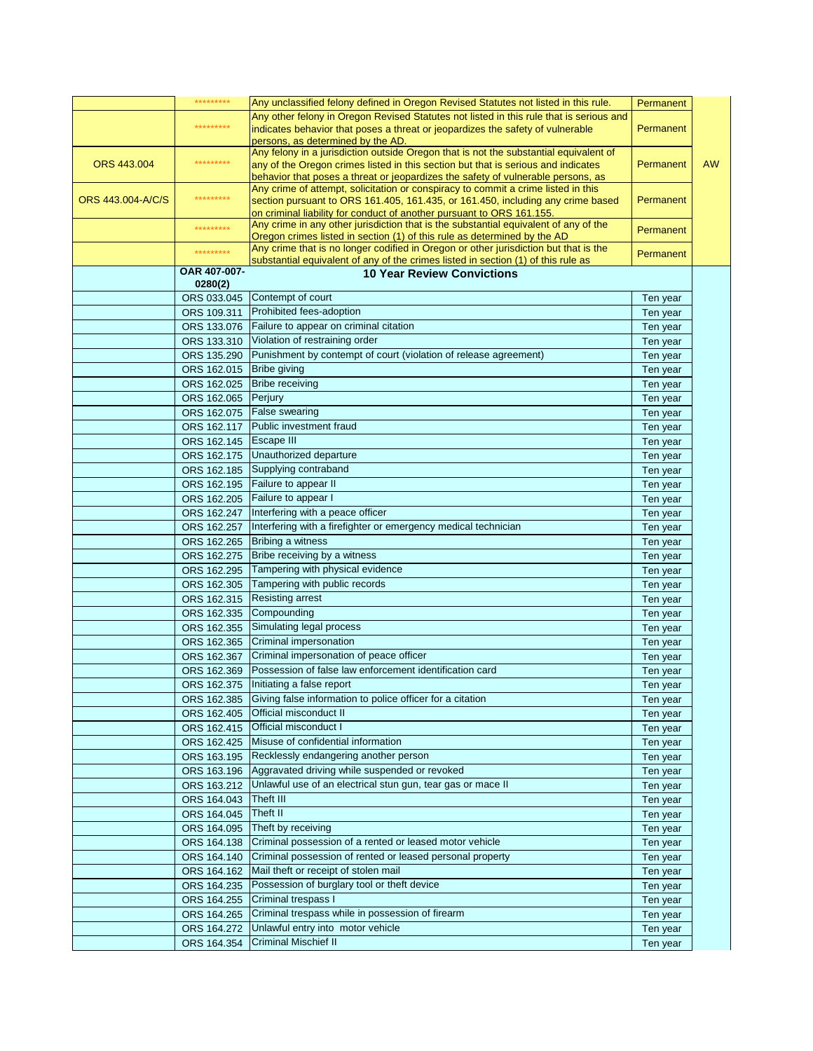| | | | | |
|---|---|---|---|---|
| | ********* | Any unclassified felony defined in Oregon Revised Statutes not listed in this rule. | Permanent | AW |
| | ********* | Any other felony in Oregon Revised Statutes not listed in this rule that is serious and indicates behavior that poses a threat or jeopardizes the safety of vulnerable persons, as determined by the AD. | Permanent | |
| ORS 443.004 | ********* | Any felony in a jurisdiction outside Oregon that is not the substantial equivalent of any of the Oregon crimes listed in this section but that is serious and indicates behavior that poses a threat or jeopardizes the safety of vulnerable persons, as | Permanent | |
| ORS 443.004-A/C/S | ********* | Any crime of attempt, solicitation or conspiracy to commit a crime listed in this section pursuant to ORS 161.405, 161.435, or 161.450, including any crime based on criminal liability for conduct of another pursuant to ORS 161.155. | Permanent | |
| | ********* | Any crime in any other jurisdiction that is the substantial equivalent of any of the Oregon crimes listed in section (1) of this rule as determined by the AD | Permanent | |
| | ********* | Any crime that is no longer codified in Oregon or other jurisdiction but that is the substantial equivalent of any of the crimes listed in section (1) of this rule as | Permanent | |
| | **OAR 407-007-0280(2)** | **10 Year Review Convictions** | | |
| | ORS 033.045 | Contempt of court | Ten year | |
| | ORS 109.311 | Prohibited fees-adoption | Ten year | |
| | ORS 133.076 | Failure to appear on criminal citation | Ten year | |
| | ORS 133.310 | Violation of restraining order | Ten year | |
| | ORS 135.290 | Punishment by contempt of court (violation of release agreement) | Ten year | |
| | ORS 162.015 | Bribe giving | Ten year | |
| | ORS 162.025 | Bribe receiving | Ten year | |
| | ORS 162.065 | Perjury | Ten year | |
| | ORS 162.075 | False swearing | Ten year | |
| | ORS 162.117 | Public investment fraud | Ten year | |
| | ORS 162.145 | Escape III | Ten year | |
| | ORS 162.175 | Unauthorized departure | Ten year | |
| | ORS 162.185 | Supplying contraband | Ten year | |
| | ORS 162.195 | Failure to appear II | Ten year | |
| | ORS 162.205 | Failure to appear I | Ten year | |
| | ORS 162.247 | Interfering with a peace officer | Ten year | |
| | ORS 162.257 | Interfering with a firefighter or emergency medical technician | Ten year | |
| | ORS 162.265 | Bribing a witness | Ten year | |
| | ORS 162.275 | Bribe receiving by a witness | Ten year | |
| | ORS 162.295 | Tampering with physical evidence | Ten year | |
| | ORS 162.305 | Tampering with public records | Ten year | |
| | ORS 162.315 | Resisting arrest | Ten year | |
| | ORS 162.335 | Compounding | Ten year | |
| | ORS 162.355 | Simulating legal process | Ten year | |
| | ORS 162.365 | Criminal impersonation | Ten year | |
| | ORS 162.367 | Criminal impersonation of peace officer | Ten year | |
| | ORS 162.369 | Possession of false law enforcement identification card | Ten year | |
| | ORS 162.375 | Initiating a false report | Ten year | |
| | ORS 162.385 | Giving false information to police officer for a citation | Ten year | |
| | ORS 162.405 | Official misconduct II | Ten year | |
| | ORS 162.415 | Official misconduct I | Ten year | |
| | ORS 162.425 | Misuse of confidential information | Ten year | |
| | ORS 163.195 | Recklessly endangering another person | Ten year | |
| | ORS 163.196 | Aggravated driving while suspended or revoked | Ten year | |
| | ORS 163.212 | Unlawful use of an electrical stun gun, tear gas or mace II | Ten year | |
| | ORS 164.043 | Theft III | Ten year | |
| | ORS 164.045 | Theft II | Ten year | |
| | ORS 164.095 | Theft by receiving | Ten year | |
| | ORS 164.138 | Criminal possession of a rented or leased motor vehicle | Ten year | |
| | ORS 164.140 | Criminal possession of rented or leased personal property | Ten year | |
| | ORS 164.162 | Mail theft or receipt of stolen mail | Ten year | |
| | ORS 164.235 | Possession of burglary tool or theft device | Ten year | |
| | ORS 164.255 | Criminal trespass I | Ten year | |
| | ORS 164.265 | Criminal trespass while in possession of firearm | Ten year | |
| | ORS 164.272 | Unlawful entry into motor vehicle | Ten year | |
| | ORS 164.354 | Criminal Mischief II | Ten year | |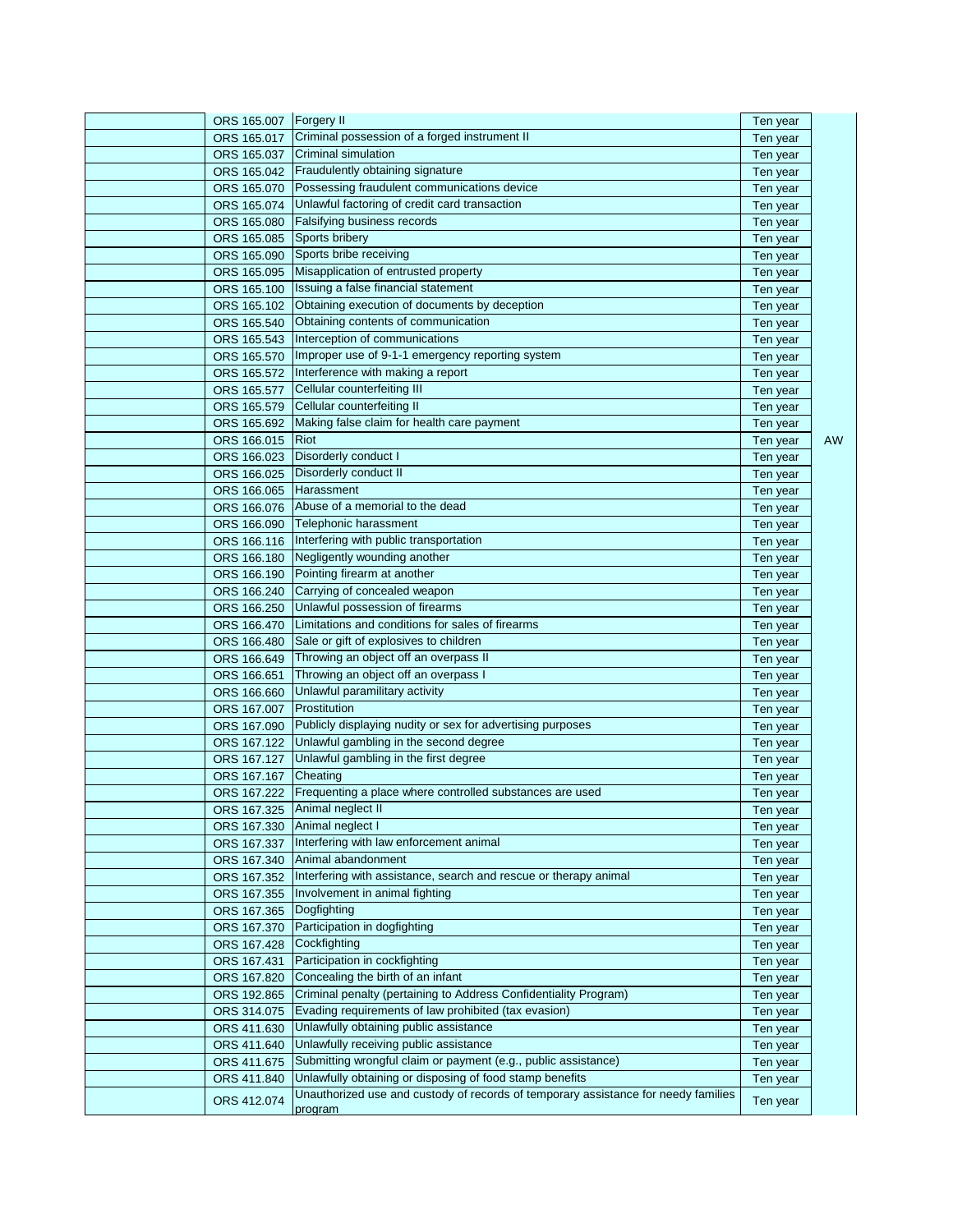| | | | | |
|---|---|---|---|---|
| | ORS 165.007 | Forgery II | Ten year | |
| | ORS 165.017 | Criminal possession of a forged instrument II | Ten year | |
| | ORS 165.037 | Criminal simulation | Ten year | |
| | ORS 165.042 | Fraudulently obtaining signature | Ten year | |
| | ORS 165.070 | Possessing fraudulent communications device | Ten year | |
| | ORS 165.074 | Unlawful factoring of credit card transaction | Ten year | |
| | ORS 165.080 | Falsifying business records | Ten year | |
| | ORS 165.085 | Sports bribery | Ten year | |
| | ORS 165.090 | Sports bribe receiving | Ten year | |
| | ORS 165.095 | Misapplication of entrusted property | Ten year | |
| | ORS 165.100 | Issuing a false financial statement | Ten year | |
| | ORS 165.102 | Obtaining execution of documents by deception | Ten year | |
| | ORS 165.540 | Obtaining contents of communication | Ten year | |
| | ORS 165.543 | Interception of communications | Ten year | |
| | ORS 165.570 | Improper use of 9-1-1 emergency reporting system | Ten year | |
| | ORS 165.572 | Interference with making a report | Ten year | |
| | ORS 165.577 | Cellular counterfeiting III | Ten year | |
| | ORS 165.579 | Cellular counterfeiting II | Ten year | |
| | ORS 165.692 | Making false claim for health care payment | Ten year | |
| | ORS 166.015 | Riot | Ten year | AW |
| | ORS 166.023 | Disorderly conduct I | Ten year | |
| | ORS 166.025 | Disorderly conduct II | Ten year | |
| | ORS 166.065 | Harassment | Ten year | |
| | ORS 166.076 | Abuse of a memorial to the dead | Ten year | |
| | ORS 166.090 | Telephonic harassment | Ten year | |
| | ORS 166.116 | Interfering with public transportation | Ten year | |
| | ORS 166.180 | Negligently wounding another | Ten year | |
| | ORS 166.190 | Pointing firearm at another | Ten year | |
| | ORS 166.240 | Carrying of concealed weapon | Ten year | |
| | ORS 166.250 | Unlawful possession of firearms | Ten year | |
| | ORS 166.470 | Limitations and conditions for sales of firearms | Ten year | |
| | ORS 166.480 | Sale or gift of explosives to children | Ten year | |
| | ORS 166.649 | Throwing an object off an overpass II | Ten year | |
| | ORS 166.651 | Throwing an object off an overpass I | Ten year | |
| | ORS 166.660 | Unlawful paramilitary activity | Ten year | |
| | ORS 167.007 | Prostitution | Ten year | |
| | ORS 167.090 | Publicly displaying nudity or sex for advertising purposes | Ten year | |
| | ORS 167.122 | Unlawful gambling in the second degree | Ten year | |
| | ORS 167.127 | Unlawful gambling in the first degree | Ten year | |
| | ORS 167.167 | Cheating | Ten year | |
| | ORS 167.222 | Frequenting a place where controlled substances are used | Ten year | |
| | ORS 167.325 | Animal neglect II | Ten year | |
| | ORS 167.330 | Animal neglect I | Ten year | |
| | ORS 167.337 | Interfering with law enforcement animal | Ten year | |
| | ORS 167.340 | Animal abandonment | Ten year | |
| | ORS 167.352 | Interfering with assistance, search and rescue or therapy animal | Ten year | |
| | ORS 167.355 | Involvement in animal fighting | Ten year | |
| | ORS 167.365 | Dogfighting | Ten year | |
| | ORS 167.370 | Participation in dogfighting | Ten year | |
| | ORS 167.428 | Cockfighting | Ten year | |
| | ORS 167.431 | Participation in cockfighting | Ten year | |
| | ORS 167.820 | Concealing the birth of an infant | Ten year | |
| | ORS 192.865 | Criminal penalty (pertaining to Address Confidentiality Program) | Ten year | |
| | ORS 314.075 | Evading requirements of law prohibited (tax evasion) | Ten year | |
| | ORS 411.630 | Unlawfully obtaining public assistance | Ten year | |
| | ORS 411.640 | Unlawfully receiving public assistance | Ten year | |
| | ORS 411.675 | Submitting wrongful claim or payment (e.g., public assistance) | Ten year | |
| | ORS 411.840 | Unlawfully obtaining or disposing of food stamp benefits | Ten year | |
| | ORS 412.074 | Unauthorized use and custody of records of temporary assistance for needy families program | Ten year | |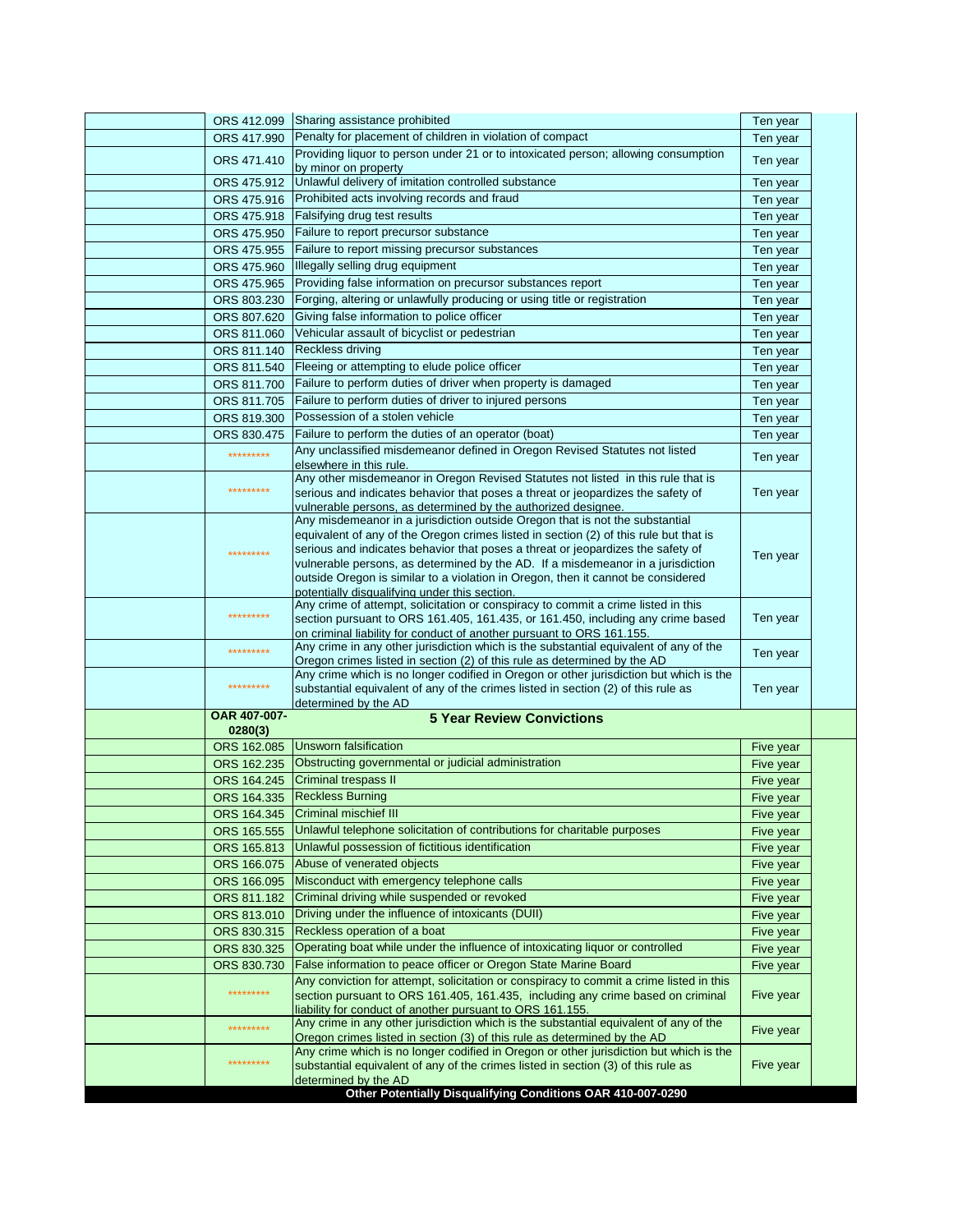| | | | | |
|---|---|---|---|---|
| | ORS 412.099 | Sharing assistance prohibited | Ten year | |
| | ORS 417.990 | Penalty for placement of children in violation of compact | Ten year | |
| | ORS 471.410 | Providing liquor to person under 21 or to intoxicated person; allowing consumption by minor on property | Ten year | |
| | ORS 475.912 | Unlawful delivery of imitation controlled substance | Ten year | |
| | ORS 475.916 | Prohibited acts involving records and fraud | Ten year | |
| | ORS 475.918 | Falsifying drug test results | Ten year | |
| | ORS 475.950 | Failure to report precursor substance | Ten year | |
| | ORS 475.955 | Failure to report missing precursor substances | Ten year | |
| | ORS 475.960 | Illegally selling drug equipment | Ten year | |
| | ORS 475.965 | Providing false information on precursor substances report | Ten year | |
| | ORS 803.230 | Forging, altering or unlawfully producing or using title or registration | Ten year | |
| | ORS 807.620 | Giving false information to police officer | Ten year | |
| | ORS 811.060 | Vehicular assault of bicyclist or pedestrian | Ten year | |
| | ORS 811.140 | Reckless driving | Ten year | |
| | ORS 811.540 | Fleeing or attempting to elude police officer | Ten year | |
| | ORS 811.700 | Failure to perform duties of driver when property is damaged | Ten year | |
| | ORS 811.705 | Failure to perform duties of driver to injured persons | Ten year | |
| | ORS 819.300 | Possession of a stolen vehicle | Ten year | |
| | ORS 830.475 | Failure to perform the duties of an operator (boat) | Ten year | |
| | ********* | Any unclassified misdemeanor defined in Oregon Revised Statutes not listed elsewhere in this rule. | Ten year | |
| | ********* | Any other misdemeanor in Oregon Revised Statutes not listed in this rule that is serious and indicates behavior that poses a threat or jeopardizes the safety of vulnerable persons, as determined by the authorized designee. | Ten year | |
| | ********* | Any misdemeanor in a jurisdiction outside Oregon that is not the substantial equivalent of any of the Oregon crimes listed in section (2) of this rule but that is serious and indicates behavior that poses a threat or jeopardizes the safety of vulnerable persons, as determined by the AD. If a misdemeanor in a jurisdiction outside Oregon is similar to a violation in Oregon, then it cannot be considered potentially disqualifying under this section. | Ten year | |
| | ********* | Any crime of attempt, solicitation or conspiracy to commit a crime listed in this section pursuant to ORS 161.405, 161.435, or 161.450, including any crime based on criminal liability for conduct of another pursuant to ORS 161.155. | Ten year | |
| | ********* | Any crime in any other jurisdiction which is the substantial equivalent of any of the Oregon crimes listed in section (2) of this rule as determined by the AD | Ten year | |
| | ********* | Any crime which is no longer codified in Oregon or other jurisdiction but which is the substantial equivalent of any of the crimes listed in section (2) of this rule as determined by the AD | Ten year | |
| | **OAR 407-007-0280(3)** | **5 Year Review Convictions** | | |
| | ORS 162.085 | Unsworn falsification | Five year | |
| | ORS 162.235 | Obstructing governmental or judicial administration | Five year | |
| | ORS 164.245 | Criminal trespass II | Five year | |
| | ORS 164.335 | Reckless Burning | Five year | |
| | ORS 164.345 | Criminal mischief III | Five year | |
| | ORS 165.555 | Unlawful telephone solicitation of contributions for charitable purposes | Five year | |
| | ORS 165.813 | Unlawful possession of fictitious identification | Five year | |
| | ORS 166.075 | Abuse of venerated objects | Five year | |
| | ORS 166.095 | Misconduct with emergency telephone calls | Five year | |
| | ORS 811.182 | Criminal driving while suspended or revoked | Five year | |
| | ORS 813.010 | Driving under the influence of intoxicants (DUII) | Five year | |
| | ORS 830.315 | Reckless operation of a boat | Five year | |
| | ORS 830.325 | Operating boat while under the influence of intoxicating liquor or controlled | Five year | |
| | ORS 830.730 | False information to peace officer or Oregon State Marine Board | Five year | |
| | ********* | Any conviction for attempt, solicitation or conspiracy to commit a crime listed in this section pursuant to ORS 161.405, 161.435, including any crime based on criminal liability for conduct of another pursuant to ORS 161.155. | Five year | |
| | ********* | Any crime in any other jurisdiction which is the substantial equivalent of any of the Oregon crimes listed in section (3) of this rule as determined by the AD | Five year | |
| | ********* | Any crime which is no longer codified in Oregon or other jurisdiction but which is the substantial equivalent of any of the crimes listed in section (3) of this rule as determined by the AD | Five year | |
| | | **Other Potentially Disqualifying Conditions OAR 410-007-0290** | | |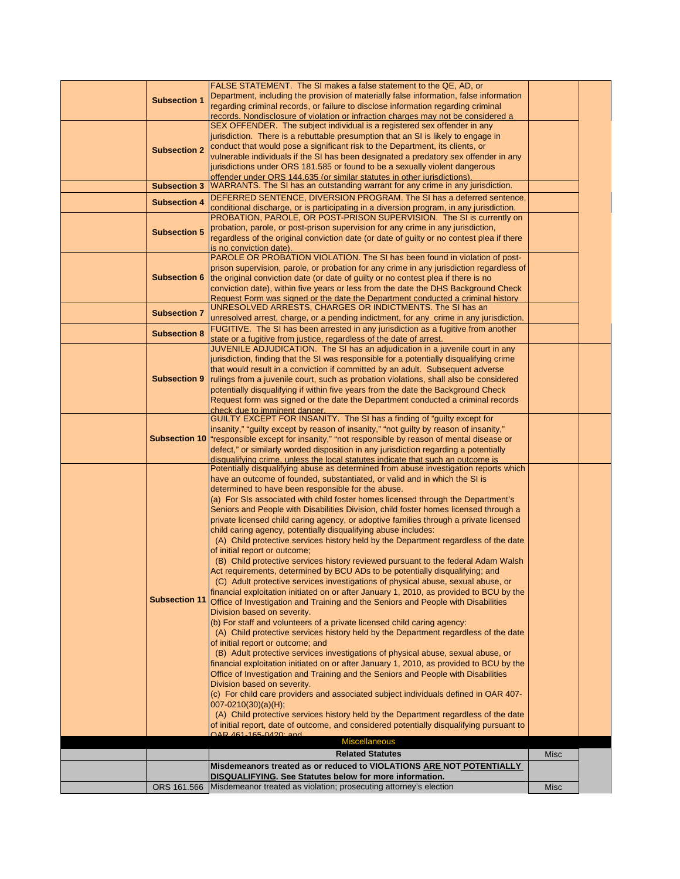| | | | | |
|---|---|---|---|---|
| | **Subsection 1** | FALSE STATEMENT. The SI makes a false statement to the QE, AD, or Department, including the provision of materially false information, false information regarding criminal records, or failure to disclose information regarding criminal records. Nondisclosure of violation or infraction charges may not be considered a | | |
| | **Subsection 2** | SEX OFFENDER. The subject individual is a registered sex offender in any jurisdiction. There is a rebuttable presumption that an SI is likely to engage in conduct that would pose a significant risk to the Department, its clients, or vulnerable individuals if the SI has been designated a predatory sex offender in any jurisdictions under ORS 181.585 or found to be a sexually violent dangerous offender under ORS 144.635 (or similar statutes in other jurisdictions). | | |
| | **Subsection 3** | WARRANTS. The SI has an outstanding warrant for any crime in any jurisdiction. | | |
| | **Subsection 4** | DEFERRED SENTENCE, DIVERSION PROGRAM. The SI has a deferred sentence, conditional discharge, or is participating in a diversion program, in any jurisdiction. | | |
| | **Subsection 5** | PROBATION, PAROLE, OR POST-PRISON SUPERVISION. The SI is currently on probation, parole, or post-prison supervision for any crime in any jurisdiction, regardless of the original conviction date (or date of guilty or no contest plea if there is no conviction date). | | |
| | **Subsection 6** | PAROLE OR PROBATION VIOLATION. The SI has been found in violation of post-prison supervision, parole, or probation for any crime in any jurisdiction regardless of the original conviction date (or date of guilty or no contest plea if there is no conviction date), within five years or less from the date the DHS Background Check Request Form was signed or the date the Department conducted a criminal history | | |
| | **Subsection 7** | UNRESOLVED ARRESTS, CHARGES OR INDICTMENTS. The SI has an unresolved arrest, charge, or a pending indictment, for any crime in any jurisdiction. | | |
| | **Subsection 8** | FUGITIVE. The SI has been arrested in any jurisdiction as a fugitive from another state or a fugitive from justice, regardless of the date of arrest. | | |
| | **Subsection 9** | JUVENILE ADJUDICATION. The SI has an adjudication in a juvenile court in any jurisdiction, finding that the SI was responsible for a potentially disqualifying crime that would result in a conviction if committed by an adult. Subsequent adverse rulings from a juvenile court, such as probation violations, shall also be considered potentially disqualifying if within five years from the date the Background Check Request form was signed or the date the Department conducted a criminal records check due to imminent danger. | | |
| | **Subsection 10** | GUILTY EXCEPT FOR INSANITY. The SI has a finding of "guilty except for insanity," "guilty except by reason of insanity," "not guilty by reason of insanity," "responsible except for insanity," "not responsible by reason of mental disease or defect," or similarly worded disposition in any jurisdiction regarding a potentially disqualifying crime, unless the local statutes indicate that such an outcome is | | |
| | **Subsection 11** | Potentially disqualifying abuse as determined from abuse investigation reports which have an outcome of founded, substantiated, or valid and in which the SI is determined to have been responsible for the abuse.<br>(a) For SIs associated with child foster homes licensed through the Department's Seniors and People with Disabilities Division, child foster homes licensed through a private licensed child caring agency, or adoptive families through a private licensed child caring agency, potentially disqualifying abuse includes:<br>(A) Child protective services history held by the Department regardless of the date of initial report or outcome;<br>(B) Child protective services history reviewed pursuant to the federal Adam Walsh Act requirements, determined by BCU ADs to be potentially disqualifying; and<br>(C) Adult protective services investigations of physical abuse, sexual abuse, or financial exploitation initiated on or after January 1, 2010, as provided to BCU by the Office of Investigation and Training and the Seniors and People with Disabilities Division based on severity.<br>(b) For staff and volunteers of a private licensed child caring agency:<br>(A) Child protective services history held by the Department regardless of the date of initial report or outcome; and<br>(B) Adult protective services investigations of physical abuse, sexual abuse, or financial exploitation initiated on or after January 1, 2010, as provided to BCU by the Office of Investigation and Training and the Seniors and People with Disabilities Division based on severity.<br>(c) For child care providers and associated subject individuals defined in OAR 407-007-0210(30)(a)(H);<br>(A) Child protective services history held by the Department regardless of the date of initial report, date of outcome, and considered potentially disqualifying pursuant to OAR 461-165-0420; and | | |
| | | **Miscellaneous** | | |
| | | **Related Statutes** | Misc | |
| | | **Misdemeanors treated as or reduced to VIOLATIONS ARE NOT POTENTIALLY DISQUALIFYING. See Statutes below for more information.** | | |
| | ORS 161.566 | Misdemeanor treated as violation; prosecuting attorney's election | Misc | |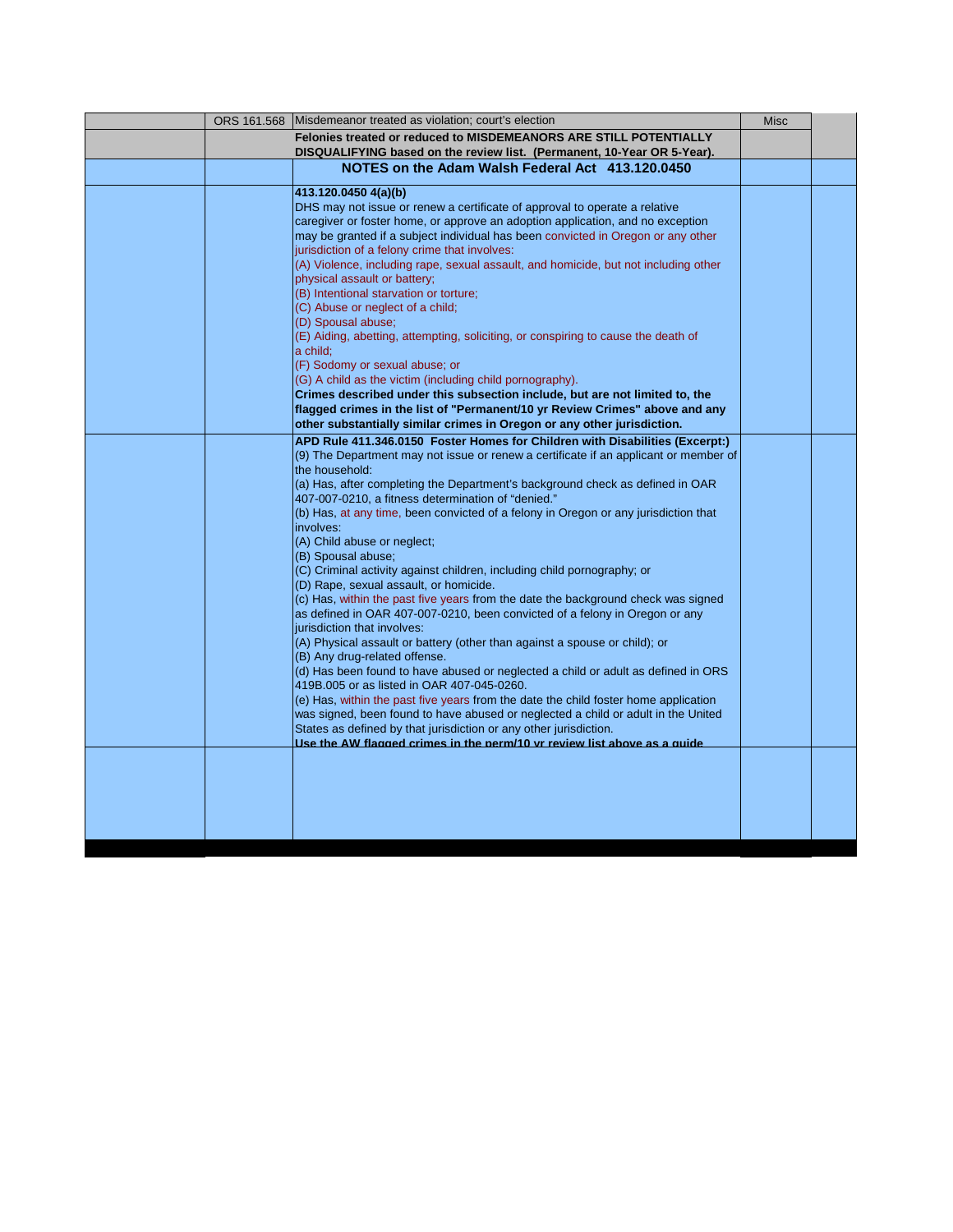| | | | | |
|---|---|---|---|---|
| | ORS 161.568 | Misdemeanor treated as violation; court's election | Misc | |
| | | **Felonies treated or reduced to MISDEMEANORS ARE STILL POTENTIALLY DISQUALIFYING based on the review list. (Permanent, 10-Year OR 5-Year).** | | |
| | | **NOTES on the Adam Walsh Federal Act 413.120.0450** | | |
| | | **413.120.0450 4(a)(b)**<br>DHS may not issue or renew a certificate of approval to operate a relative caregiver or foster home, or approve an adoption application, and no exception may be granted if a subject individual has been convicted in Oregon or any other jurisdiction of a felony crime that involves:<br>(A) Violence, including rape, sexual assault, and homicide, but not including other physical assault or battery;<br>(B) Intentional starvation or torture;<br>(C) Abuse or neglect of a child;<br>(D) Spousal abuse;<br>(E) Aiding, abetting, attempting, soliciting, or conspiring to cause the death of a child;<br>(F) Sodomy or sexual abuse; or<br>(G) A child as the victim (including child pornography).<br>**Crimes described under this subsection include, but are not limited to, the flagged crimes in the list of "Permanent/10 yr Review Crimes" above and any other substantially similar crimes in Oregon or any other jurisdiction.** | | |
| | | **APD Rule 411.346.0150 Foster Homes for Children with Disabilities (Excerpt:)**<br>(9) The Department may not issue or renew a certificate if an applicant or member of the household:<br>(a) Has, after completing the Department's background check as defined in OAR 407-007-0210, a fitness determination of "denied."<br>(b) Has, at any time, been convicted of a felony in Oregon or any jurisdiction that involves:<br>(A) Child abuse or neglect;<br>(B) Spousal abuse;<br>(C) Criminal activity against children, including child pornography; or<br>(D) Rape, sexual assault, or homicide.<br>(c) Has, within the past five years from the date the background check was signed as defined in OAR 407-007-0210, been convicted of a felony in Oregon or any jurisdiction that involves:<br>(A) Physical assault or battery (other than against a spouse or child); or<br>(B) Any drug-related offense.<br>(d) Has been found to have abused or neglected a child or adult as defined in ORS 419B.005 or as listed in OAR 407-045-0260.<br>(e) Has, within the past five years from the date the child foster home application was signed, been found to have abused or neglected a child or adult in the United States as defined by that jurisdiction or any other jurisdiction.<br>**Use the AW flagged crimes in the perm/10 yr review list above as a guide** | | |
| | | | | |